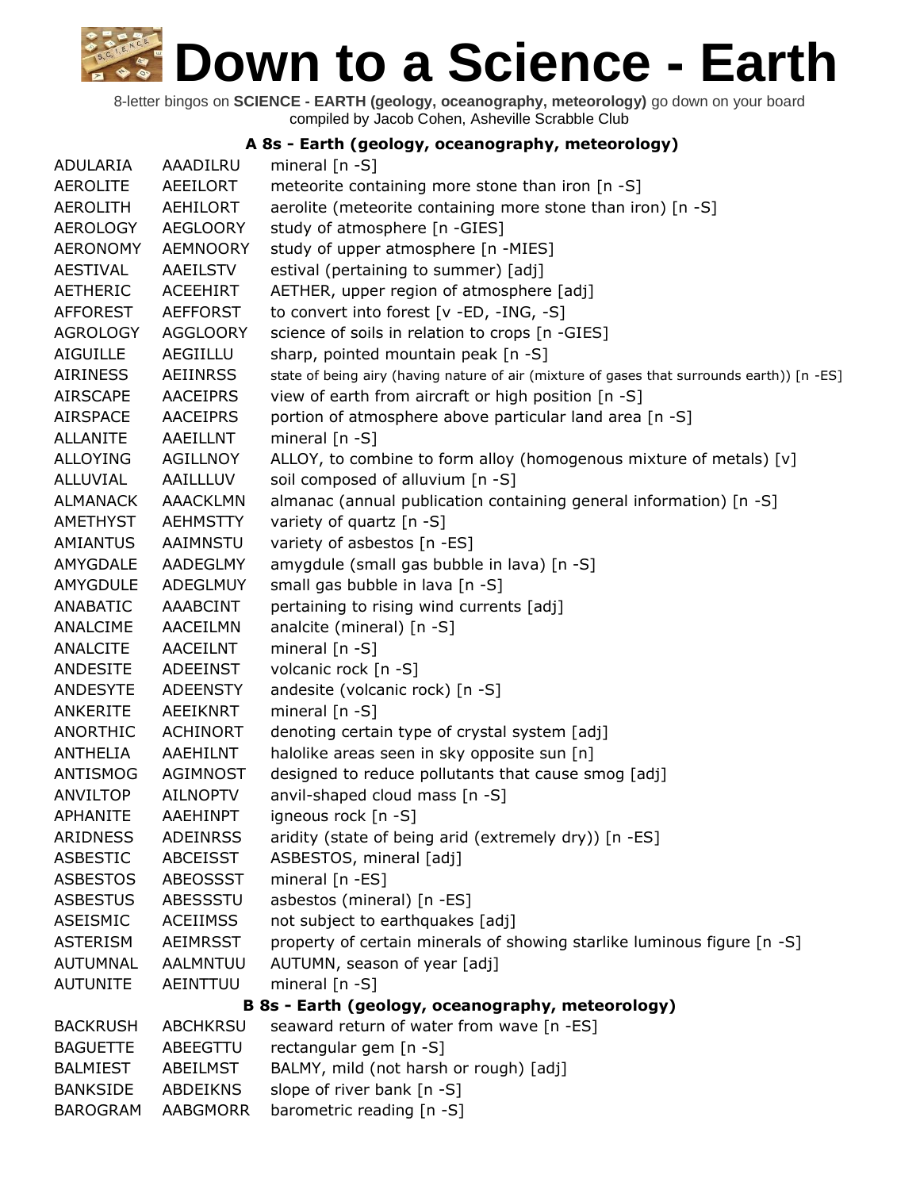# Down to a Science - Earth

8-letter bingos on **SCIENCE - EARTH (geology, oceanography, meteorology)** go down on your board
compiled by Jacob Cohen, Asheville Scrabble Club

### A 8s - Earth (geology, oceanography, meteorology)

| | | |
|---|---|---|
| ADULARIA | AAADILRU | mineral [n -S] |
| AEROLITE | AEEILORT | meteorite containing more stone than iron [n -S] |
| AEROLITH | AEHILORT | aerolite (meteorite containing more stone than iron) [n -S] |
| AEROLOGY | AEGLOORY | study of atmosphere [n -GIES] |
| AERONOMY | AEMNOORY | study of upper atmosphere [n -MIES] |
| AESTIVAL | AAEILSTV | estival (pertaining to summer) [adj] |
| AETHERIC | ACEEHIRT | AETHER, upper region of atmosphere [adj] |
| AFFOREST | AEFFORST | to convert into forest [v -ED, -ING, -S] |
| AGROLOGY | AGGLOORY | science of soils in relation to crops [n -GIES] |
| AIGUILLE | AEGIILLU | sharp, pointed mountain peak [n -S] |
| AIRINESS | AEIINRSS | state of being airy (having nature of air (mixture of gases that surrounds earth)) [n -ES] |
| AIRSCAPE | AACEIPRS | view of earth from aircraft or high position [n -S] |
| AIRSPACE | AACEIPRS | portion of atmosphere above particular land area [n -S] |
| ALLANITE | AAEILLNT | mineral [n -S] |
| ALLOYING | AGILLNOY | ALLOY, to combine to form alloy (homogenous mixture of metals) [v] |
| ALLUVIAL | AAILLLUV | soil composed of alluvium [n -S] |
| ALMANACK | AAACKLMN | almanac (annual publication containing general information) [n -S] |
| AMETHYST | AEHMSTTY | variety of quartz [n -S] |
| AMIANTUS | AAIMNSTU | variety of asbestos [n -ES] |
| AMYGDALE | AADEGLMY | amygdule (small gas bubble in lava) [n -S] |
| AMYGDULE | ADEGLMUY | small gas bubble in lava [n -S] |
| ANABATIC | AAABCINT | pertaining to rising wind currents [adj] |
| ANALCIME | AACEILMN | analcite (mineral) [n -S] |
| ANALCITE | AACEILNT | mineral [n -S] |
| ANDESITE | ADEEINST | volcanic rock [n -S] |
| ANDESYTE | ADEENSTY | andesite (volcanic rock) [n -S] |
| ANKERITE | AEEIKNRT | mineral [n -S] |
| ANORTHIC | ACHINORT | denoting certain type of crystal system [adj] |
| ANTHELIA | AAEHILNT | halolike areas seen in sky opposite sun [n] |
| ANTISMOG | AGIMNOST | designed to reduce pollutants that cause smog [adj] |
| ANVILTOP | AILNOPTV | anvil-shaped cloud mass [n -S] |
| APHANITE | AAEHINPT | igneous rock [n -S] |
| ARIDNESS | ADEINRSS | aridity (state of being arid (extremely dry)) [n -ES] |
| ASBESTIC | ABCEISST | ASBESTOS, mineral [adj] |
| ASBESTOS | ABEOSSST | mineral [n -ES] |
| ASBESTUS | ABESSSTU | asbestos (mineral) [n -ES] |
| ASEISMIC | ACEIIMSS | not subject to earthquakes [adj] |
| ASTERISM | AEIMRSST | property of certain minerals of showing starlike luminous figure [n -S] |
| AUTUMNAL | AALMNTUU | AUTUMN, season of year [adj] |
| AUTUNITE | AEINTTUU | mineral [n -S] |

### B 8s - Earth (geology, oceanography, meteorology)

| | | |
|---|---|---|
| BACKRUSH | ABCHKRSU | seaward return of water from wave [n -ES] |
| BAGUETTE | ABEEGTTU | rectangular gem [n -S] |
| BALMIEST | ABEILMST | BALMY, mild (not harsh or rough) [adj] |
| BANKSIDE | ABDEIKNS | slope of river bank [n -S] |
| BAROGRAM | AABGMORR | barometric reading [n -S] |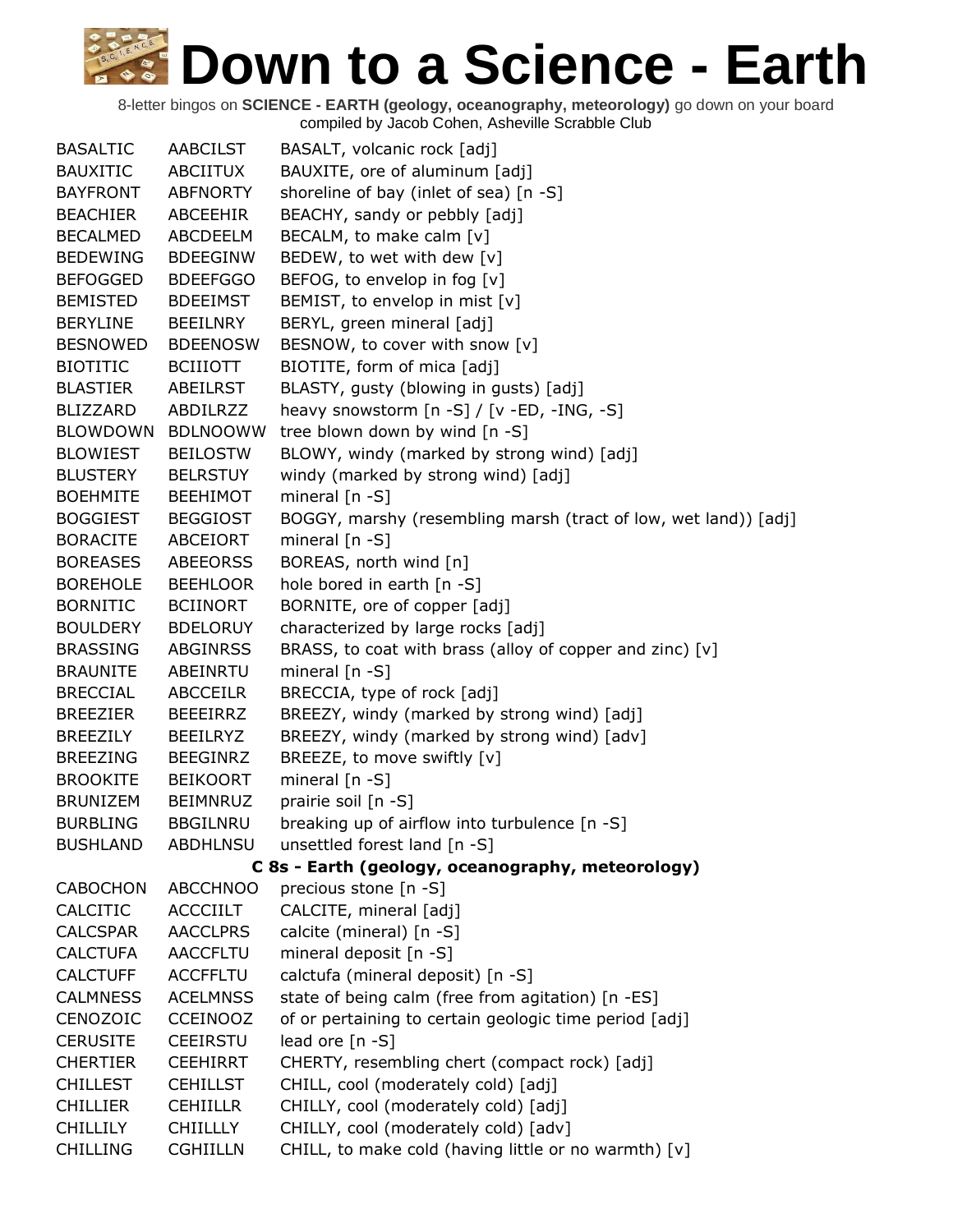# Down to a Science - Earth

8-letter bingos on **SCIENCE - EARTH (geology, oceanography, meteorology)** go down on your board
compiled by Jacob Cohen, Asheville Scrabble Club

| | | |
|---|---|---|
| BASALTIC | AABCILST | BASALT, volcanic rock [adj] |
| BAUXITIC | ABCIITUX | BAUXITE, ore of aluminum [adj] |
| BAYFRONT | ABFNORTY | shoreline of bay (inlet of sea) [n -S] |
| BEACHIER | ABCEEHIR | BEACHY, sandy or pebbly [adj] |
| BECALMED | ABCDEELM | BECALM, to make calm [v] |
| BEDEWING | BDEEGINW | BEDEW, to wet with dew [v] |
| BEFOGGED | BDEEFGGO | BEFOG, to envelop in fog [v] |
| BEMISTED | BDEEIMST | BEMIST, to envelop in mist [v] |
| BERYLINE | BEEILNRY | BERYL, green mineral [adj] |
| BESNOWED | BDEENOSW | BESNOW, to cover with snow [v] |
| BIOTITIC | BCIIIOTT | BIOTITE, form of mica [adj] |
| BLASTIER | ABEILRST | BLASTY, gusty (blowing in gusts) [adj] |
| BLIZZARD | ABDILRZZ | heavy snowstorm [n -S] / [v -ED, -ING, -S] |
| BLOWDOWN | BDLNOOWW | tree blown down by wind [n -S] |
| BLOWIEST | BEILOSTW | BLOWY, windy (marked by strong wind) [adj] |
| BLUSTERY | BELRSTUY | windy (marked by strong wind) [adj] |
| BOEHMITE | BEEHIMOT | mineral [n -S] |
| BOGGIEST | BEGGIOST | BOGGY, marshy (resembling marsh (tract of low, wet land)) [adj] |
| BORACITE | ABCEIORT | mineral [n -S] |
| BOREASES | ABEEORSS | BOREAS, north wind [n] |
| BOREHOLE | BEEHLOOR | hole bored in earth [n -S] |
| BORNITIC | BCIINORT | BORNITE, ore of copper [adj] |
| BOULDERY | BDELORUY | characterized by large rocks [adj] |
| BRASSING | ABGINRSS | BRASS, to coat with brass (alloy of copper and zinc) [v] |
| BRAUNITE | ABEINRTU | mineral [n -S] |
| BRECCIAL | ABCCEILR | BRECCIA, type of rock [adj] |
| BREEZIER | BEEEIRRZ | BREEZY, windy (marked by strong wind) [adj] |
| BREEZILY | BEEILRYZ | BREEZY, windy (marked by strong wind) [adv] |
| BREEZING | BEEGINRZ | BREEZE, to move swiftly [v] |
| BROOKITE | BEIKOORT | mineral [n -S] |
| BRUNIZEM | BEIMNRUZ | prairie soil [n -S] |
| BURBLING | BBGILNRU | breaking up of airflow into turbulence [n -S] |
| BUSHLAND | ABDHLNSU | unsettled forest land [n -S] |

**C 8s - Earth (geology, oceanography, meteorology)**

| | | |
|---|---|---|
| CABOCHON | ABCCHNOO | precious stone [n -S] |
| CALCITIC | ACCCIILT | CALCITE, mineral [adj] |
| CALCSPAR | AACCLPRS | calcite (mineral) [n -S] |
| CALCTUFA | AACCFLTU | mineral deposit [n -S] |
| CALCTUFF | ACCFFLTU | calctufa (mineral deposit) [n -S] |
| CALMNESS | ACELMNSS | state of being calm (free from agitation) [n -ES] |
| CENOZOIC | CCEINOOZ | of or pertaining to certain geologic time period [adj] |
| CERUSITE | CEEIRSTU | lead ore [n -S] |
| CHERTIER | CEEHIRRT | CHERTY, resembling chert (compact rock) [adj] |
| CHILLEST | CEHILLST | CHILL, cool (moderately cold) [adj] |
| CHILLIER | CEHIILLR | CHILLY, cool (moderately cold) [adj] |
| CHILLILY | CHIILLLY | CHILLY, cool (moderately cold) [adv] |
| CHILLING | CGHIILLN | CHILL, to make cold (having little or no warmth) [v] |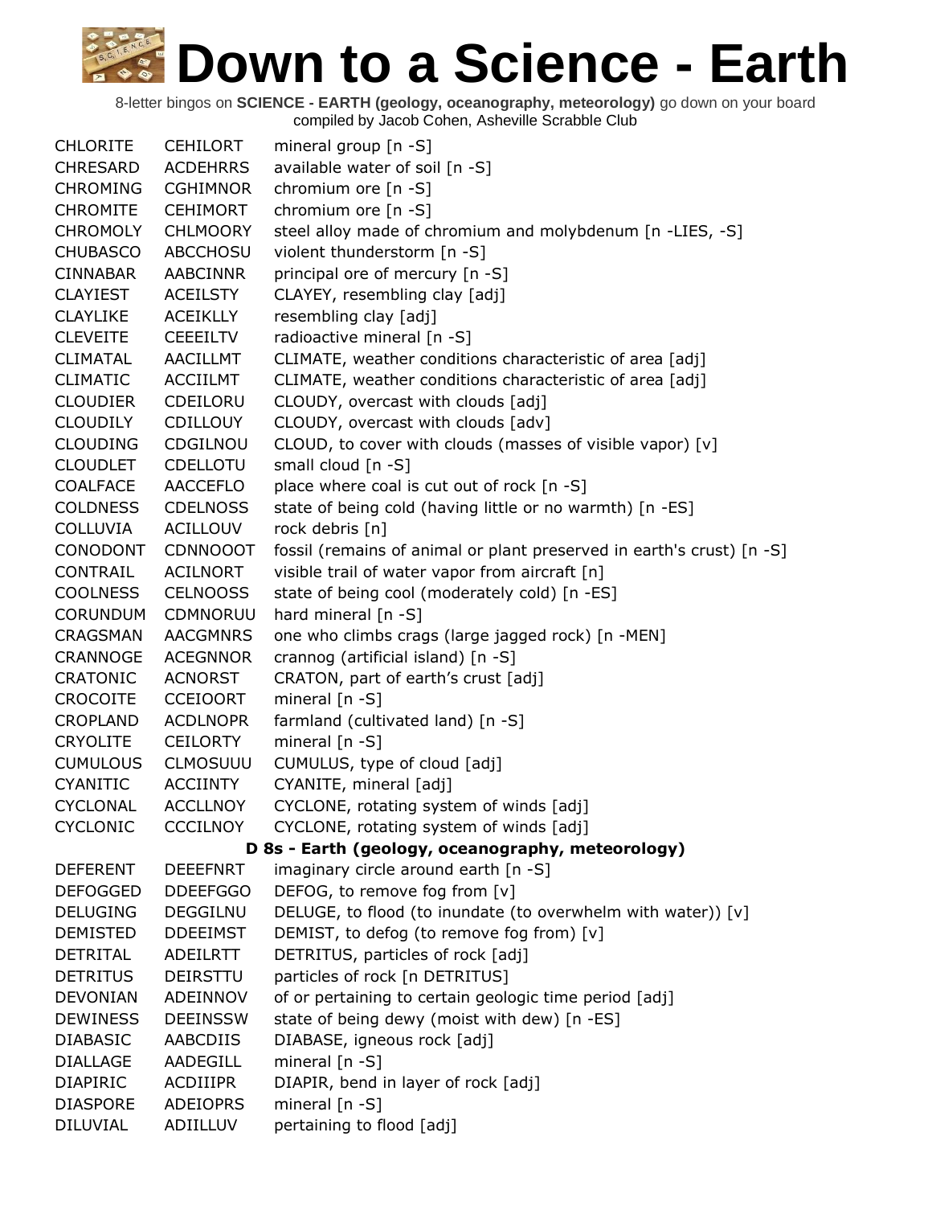# Down to a Science - Earth

8-letter bingos on **SCIENCE - EARTH (geology, oceanography, meteorology)** go down on your board
compiled by Jacob Cohen, Asheville Scrabble Club

| | | |
|---|---|---|
| CHLORITE | CEHILORT | mineral group [n -S] |
| CHRESARD | ACDEHRRS | available water of soil [n -S] |
| CHROMING | CGHIMNOR | chromium ore [n -S] |
| CHROMITE | CEHIMORT | chromium ore [n -S] |
| CHROMOLY | CHLMOORY | steel alloy made of chromium and molybdenum [n -LIES, -S] |
| CHUBASCO | ABCCHOSU | violent thunderstorm [n -S] |
| CINNABAR | AABCINNR | principal ore of mercury [n -S] |
| CLAYIEST | ACEILSTY | CLAYEY, resembling clay [adj] |
| CLAYLIKE | ACEIKLLY | resembling clay [adj] |
| CLEVEITE | CEEEILTV | radioactive mineral [n -S] |
| CLIMATAL | AACILLMT | CLIMATE, weather conditions characteristic of area [adj] |
| CLIMATIC | ACCIILMT | CLIMATE, weather conditions characteristic of area [adj] |
| CLOUDIER | CDEILORU | CLOUDY, overcast with clouds [adj] |
| CLOUDILY | CDILLOUY | CLOUDY, overcast with clouds [adv] |
| CLOUDING | CDGILNOU | CLOUD, to cover with clouds (masses of visible vapor) [v] |
| CLOUDLET | CDELLOTU | small cloud [n -S] |
| COALFACE | AACCEFLO | place where coal is cut out of rock [n -S] |
| COLDNESS | CDELNOSS | state of being cold (having little or no warmth) [n -ES] |
| COLLUVIA | ACILLOUV | rock debris [n] |
| CONODONT | CDNNOOOT | fossil (remains of animal or plant preserved in earth's crust) [n -S] |
| CONTRAIL | ACILNORT | visible trail of water vapor from aircraft [n] |
| COOLNESS | CELNOOSS | state of being cool (moderately cold) [n -ES] |
| CORUNDUM | CDMNORUU | hard mineral [n -S] |
| CRAGSMAN | AACGMNRS | one who climbs crags (large jagged rock) [n -MEN] |
| CRANNOGE | ACEGNNOR | crannog (artificial island) [n -S] |
| CRATONIC | ACNORST | CRATON, part of earth's crust [adj] |
| CROCOITE | CCEIOORT | mineral [n -S] |
| CROPLAND | ACDLNOPR | farmland (cultivated land) [n -S] |
| CRYOLITE | CEILORTY | mineral [n -S] |
| CUMULOUS | CLMOSUUU | CUMULUS, type of cloud [adj] |
| CYANITIC | ACCIINTY | CYANITE, mineral [adj] |
| CYCLONAL | ACCLLNOY | CYCLONE, rotating system of winds [adj] |
| CYCLONIC | CCCILNOY | CYCLONE, rotating system of winds [adj] |

**D 8s - Earth (geology, oceanography, meteorology)**

| | | |
|---|---|---|
| DEFERENT | DEEEFNRT | imaginary circle around earth [n -S] |
| DEFOGGED | DDEEFGGO | DEFOG, to remove fog from [v] |
| DELUGING | DEGGILNU | DELUGE, to flood (to inundate (to overwhelm with water)) [v] |
| DEMISTED | DDEEIMST | DEMIST, to defog (to remove fog from) [v] |
| DETRITAL | ADEILRTT | DETRITUS, particles of rock [adj] |
| DETRITUS | DEIRSTTU | particles of rock [n DETRITUS] |
| DEVONIAN | ADEINNOV | of or pertaining to certain geologic time period [adj] |
| DEWINESS | DEEINSSW | state of being dewy (moist with dew) [n -ES] |
| DIABASIC | AABCDIIS | DIABASE, igneous rock [adj] |
| DIALLAGE | AADEGILL | mineral [n -S] |
| DIAPIRIC | ACDIIIPR | DIAPIR, bend in layer of rock [adj] |
| DIASPORE | ADEIOPRS | mineral [n -S] |
| DILUVIAL | ADIILLUV | pertaining to flood [adj] |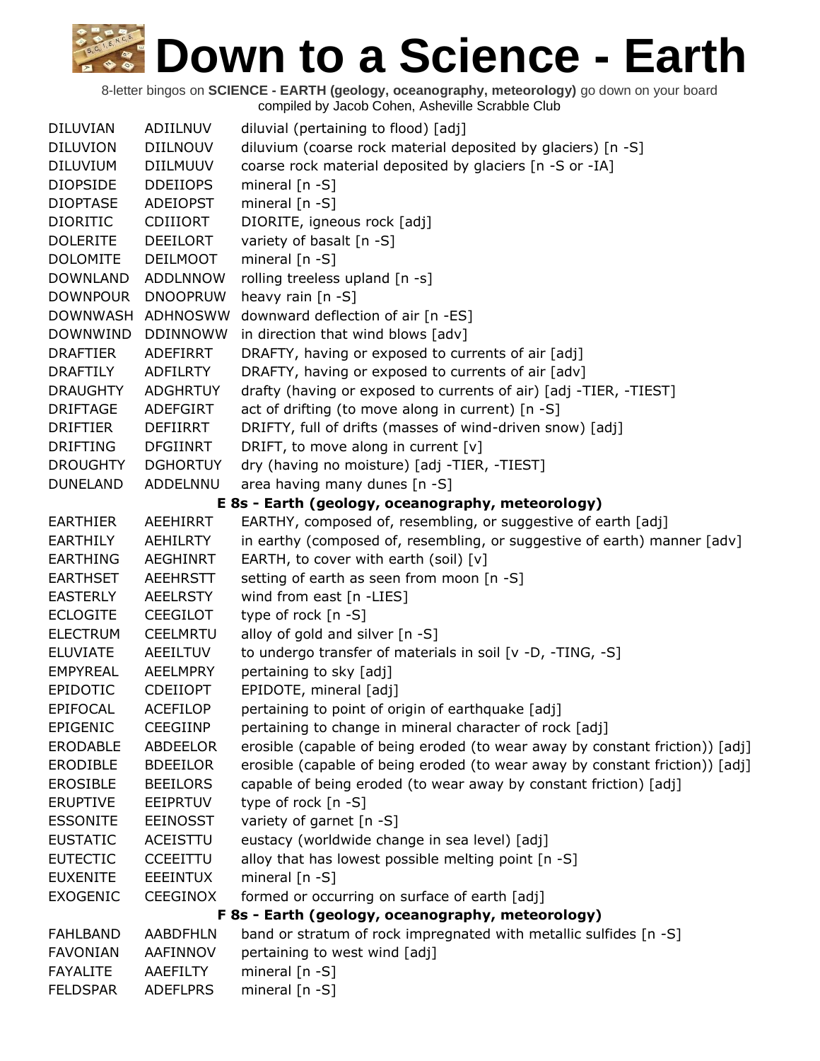# Down to a Science - Earth

8-letter bingos on **SCIENCE - EARTH (geology, oceanography, meteorology)** go down on your board
compiled by Jacob Cohen, Asheville Scrabble Club

| | | |
|---|---|---|
| DILUVIAN | ADIILNUV | diluvial (pertaining to flood) [adj] |
| DILUVION | DIILNOUV | diluvium (coarse rock material deposited by glaciers) [n -S] |
| DILUVIUM | DIILMUUV | coarse rock material deposited by glaciers [n -S or -IA] |
| DIOPSIDE | DDEIIOPS | mineral [n -S] |
| DIOPTASE | ADEIOPST | mineral [n -S] |
| DIORITIC | CDIIIORT | DIORITE, igneous rock [adj] |
| DOLERITE | DEEILORT | variety of basalt [n -S] |
| DOLOMITE | DEILMOOT | mineral [n -S] |
| DOWNLAND | ADDLNNOW | rolling treeless upland [n -s] |
| DOWNPOUR | DNOOPRUW | heavy rain [n -S] |
| DOWNWASH | ADHNOSWW | downward deflection of air [n -ES] |
| DOWNWIND | DDINNOWW | in direction that wind blows [adv] |
| DRAFTIER | ADEFIRRT | DRAFTY, having or exposed to currents of air [adj] |
| DRAFTILY | ADFILRTY | DRAFTY, having or exposed to currents of air [adv] |
| DRAUGHTY | ADGHRTUY | drafty (having or exposed to currents of air) [adj -TIER, -TIEST] |
| DRIFTAGE | ADEFGIRT | act of drifting (to move along in current) [n -S] |
| DRIFTIER | DEFIIRRT | DRIFTY, full of drifts (masses of wind-driven snow) [adj] |
| DRIFTING | DFGIINRT | DRIFT, to move along in current [v] |
| DROUGHTY | DGHORTUY | dry (having no moisture) [adj -TIER, -TIEST] |
| DUNELAND | ADDELNNU | area having many dunes [n -S] |
| **E 8s - Earth (geology, oceanography, meteorology)** | | |
| EARTHIER | AEEHIRRT | EARTHY, composed of, resembling, or suggestive of earth [adj] |
| EARTHILY | AEHILRTY | in earthy (composed of, resembling, or suggestive of earth) manner [adv] |
| EARTHING | AEGHINRT | EARTH, to cover with earth (soil) [v] |
| EARTHSET | AEEHRSTT | setting of earth as seen from moon [n -S] |
| EASTERLY | AEELRSTY | wind from east [n -LIES] |
| ECLOGITE | CEEGILOT | type of rock [n -S] |
| ELECTRUM | CEELMRTU | alloy of gold and silver [n -S] |
| ELUVIATE | AEEILTUV | to undergo transfer of materials in soil [v -D, -TING, -S] |
| EMPYREAL | AEELMPRY | pertaining to sky [adj] |
| EPIDOTIC | CDEIIOPT | EPIDOTE, mineral [adj] |
| EPIFOCAL | ACEFILOP | pertaining to point of origin of earthquake [adj] |
| EPIGENIC | CEEGIINP | pertaining to change in mineral character of rock [adj] |
| ERODABLE | ABDEELOR | erosible (capable of being eroded (to wear away by constant friction)) [adj] |
| ERODIBLE | BDEEILOR | erosible (capable of being eroded (to wear away by constant friction)) [adj] |
| EROSIBLE | BEEILORS | capable of being eroded (to wear away by constant friction) [adj] |
| ERUPTIVE | EEIPRTUV | type of rock [n -S] |
| ESSONITE | EEINOSST | variety of garnet [n -S] |
| EUSTATIC | ACEISTTU | eustacy (worldwide change in sea level) [adj] |
| EUTECTIC | CCEEITTU | alloy that has lowest possible melting point [n -S] |
| EUXENITE | EEEINTUX | mineral [n -S] |
| EXOGENIC | CEEGINOX | formed or occurring on surface of earth [adj] |
| **F 8s - Earth (geology, oceanography, meteorology)** | | |
| FAHLBAND | AABDFHLN | band or stratum of rock impregnated with metallic sulfides [n -S] |
| FAVONIAN | AAFINNOV | pertaining to west wind [adj] |
| FAYALITE | AAEFILTY | mineral [n -S] |
| FELDSPAR | ADEFLPRS | mineral [n -S] |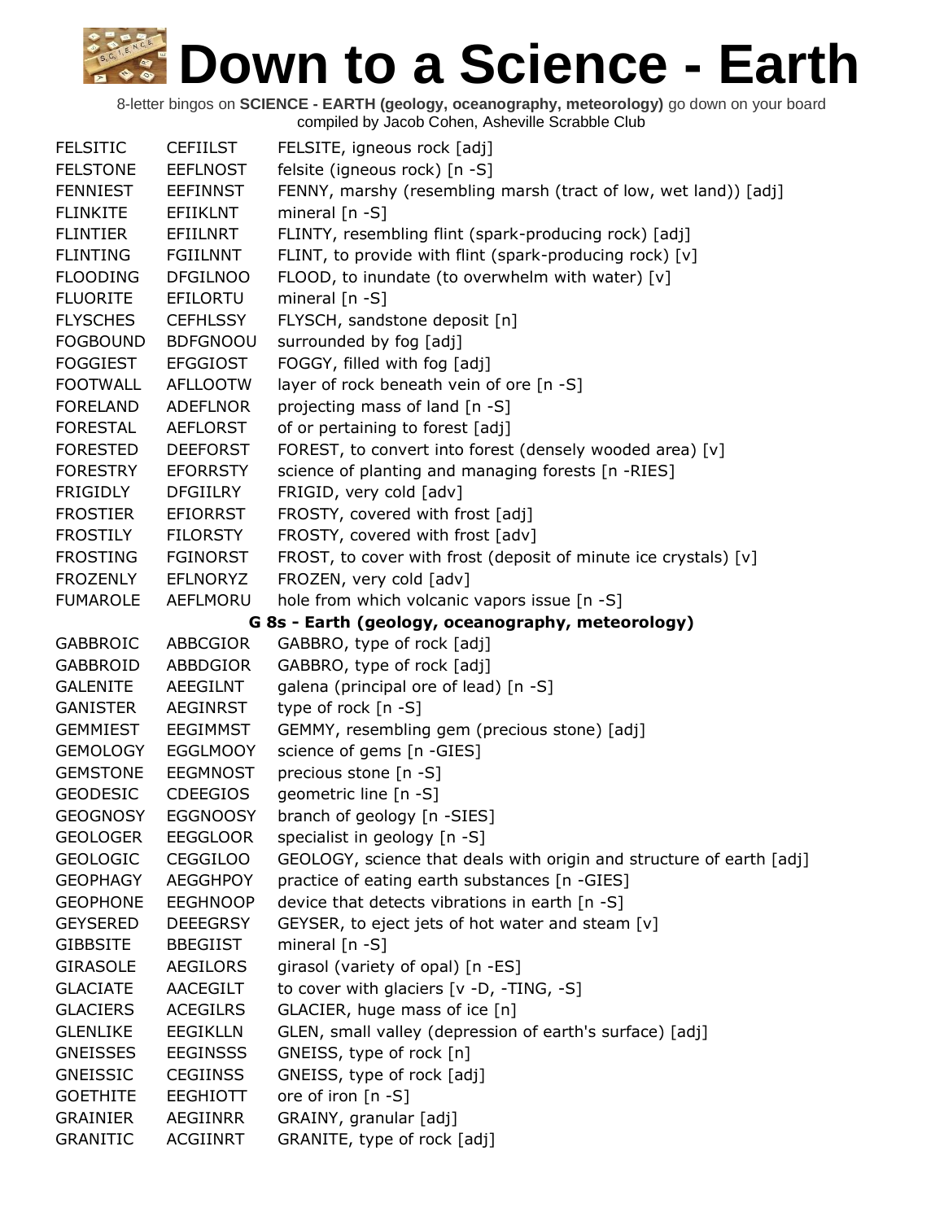# Down to a Science - Earth

8-letter bingos on **SCIENCE - EARTH (geology, oceanography, meteorology)** go down on your board
compiled by Jacob Cohen, Asheville Scrabble Club

| | | |
|---|---|---|
| FELSITIC | CEFIILST | FELSITE, igneous rock [adj] |
| FELSTONE | EEFLNOST | felsite (igneous rock) [n -S] |
| FENNIEST | EEFINNST | FENNY, marshy (resembling marsh (tract of low, wet land)) [adj] |
| FLINKITE | EFIIKLNT | mineral [n -S] |
| FLINTIER | EFIILNRT | FLINTY, resembling flint (spark-producing rock) [adj] |
| FLINTING | FGIILNNT | FLINT, to provide with flint (spark-producing rock) [v] |
| FLOODING | DFGILNOO | FLOOD, to inundate (to overwhelm with water) [v] |
| FLUORITE | EFILORTU | mineral [n -S] |
| FLYSCHES | CEFHLSSY | FLYSCH, sandstone deposit [n] |
| FOGBOUND | BDFGNOOU | surrounded by fog [adj] |
| FOGGIEST | EFGGIOST | FOGGY, filled with fog [adj] |
| FOOTWALL | AFLLOOTW | layer of rock beneath vein of ore [n -S] |
| FORELAND | ADEFLNOR | projecting mass of land [n -S] |
| FORESTAL | AEFLORST | of or pertaining to forest [adj] |
| FORESTED | DEEFORST | FOREST, to convert into forest (densely wooded area) [v] |
| FORESTRY | EFORRSTY | science of planting and managing forests [n -RIES] |
| FRIGIDLY | DFGIILRY | FRIGID, very cold [adv] |
| FROSTIER | EFIORRST | FROSTY, covered with frost [adj] |
| FROSTILY | FILORSTY | FROSTY, covered with frost [adv] |
| FROSTING | FGINORST | FROST, to cover with frost (deposit of minute ice crystals) [v] |
| FROZENLY | EFLNORYZ | FROZEN, very cold [adv] |
| FUMAROLE | AEFLMORU | hole from which volcanic vapors issue [n -S] |

### G 8s - Earth (geology, oceanography, meteorology)

| | | |
|---|---|---|
| GABBROIC | ABBCGIOR | GABBRO, type of rock [adj] |
| GABBROID | ABBDGIOR | GABBRO, type of rock [adj] |
| GALENITE | AEEGILNT | galena (principal ore of lead) [n -S] |
| GANISTER | AEGINRST | type of rock [n -S] |
| GEMMIEST | EEGIMMST | GEMMY, resembling gem (precious stone) [adj] |
| GEMOLOGY | EGGLMOOY | science of gems [n -GIES] |
| GEMSTONE | EEGMNOST | precious stone [n -S] |
| GEODESIC | CDEEGIOS | geometric line [n -S] |
| GEOGNOSY | EGGNOOSY | branch of geology [n -SIES] |
| GEOLOGER | EEGGLOOR | specialist in geology [n -S] |
| GEOLOGIC | CEGGILOO | GEOLOGY, science that deals with origin and structure of earth [adj] |
| GEOPHAGY | AEGGHPOY | practice of eating earth substances [n -GIES] |
| GEOPHONE | EEGHNOOP | device that detects vibrations in earth [n -S] |
| GEYSERED | DEEEGRSY | GEYSER, to eject jets of hot water and steam [v] |
| GIBBSITE | BBEGIIST | mineral [n -S] |
| GIRASOLE | AEGILORS | girasol (variety of opal) [n -ES] |
| GLACIATE | AACEGILT | to cover with glaciers [v -D, -TING, -S] |
| GLACIERS | ACEGILRS | GLACIER, huge mass of ice [n] |
| GLENLIKE | EEGIKLLN | GLEN, small valley (depression of earth's surface) [adj] |
| GNEISSES | EEGINSSS | GNEISS, type of rock [n] |
| GNEISSIC | CEGIINSS | GNEISS, type of rock [adj] |
| GOETHITE | EEGHIOTT | ore of iron [n -S] |
| GRAINIER | AEGIINRR | GRAINY, granular [adj] |
| GRANITIC | ACGIINRT | GRANITE, type of rock [adj] |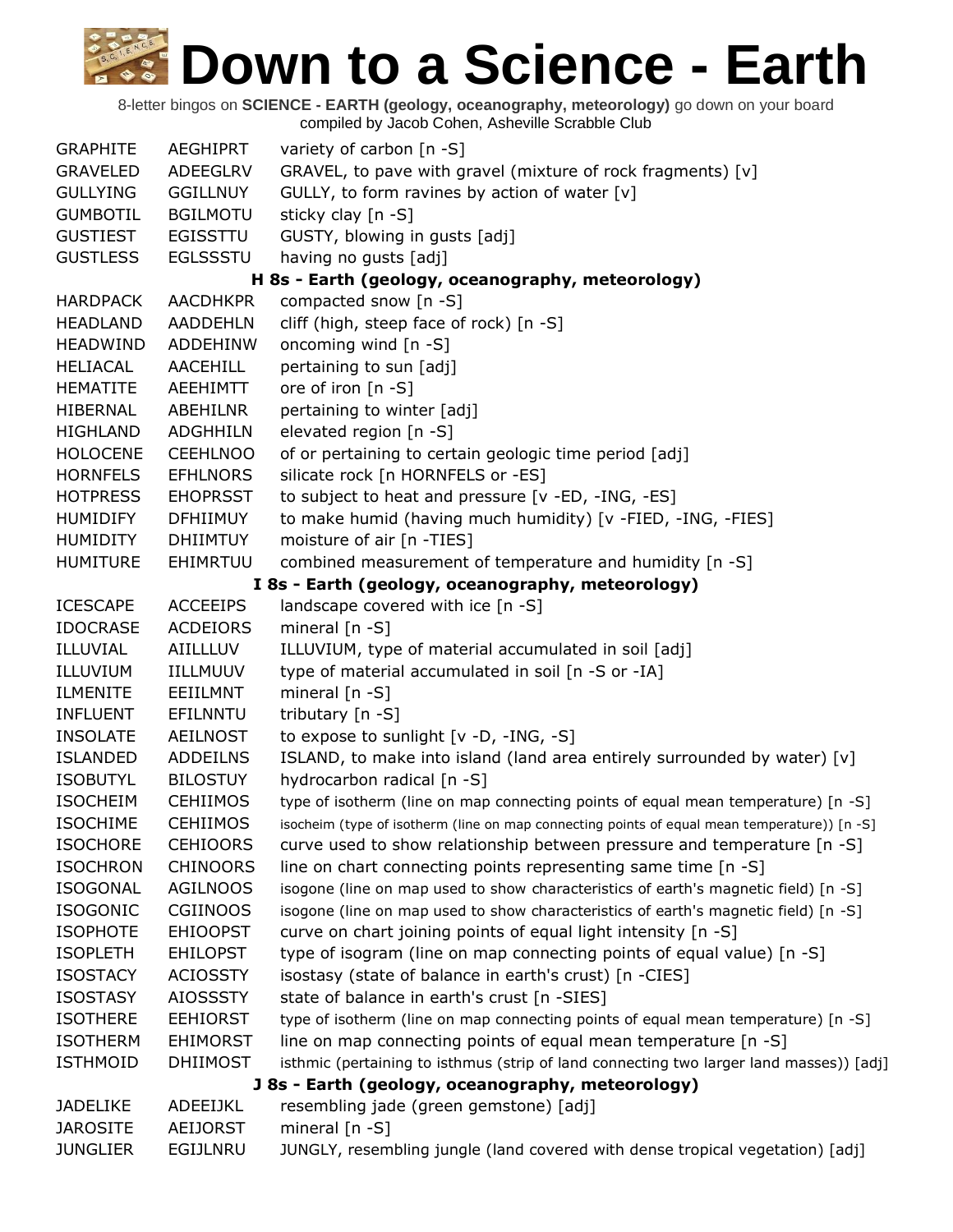# Down to a Science - Earth

8-letter bingos on **SCIENCE - EARTH (geology, oceanography, meteorology)** go down on your board
compiled by Jacob Cohen, Asheville Scrabble Club

| | | |
|---|---|---|
| GRAPHITE | AEGHIPRT | variety of carbon [n -S] |
| GRAVELED | ADEEGLRV | GRAVEL, to pave with gravel (mixture of rock fragments) [v] |
| GULLYING | GGILLNUY | GULLY, to form ravines by action of water [v] |
| GUMBOTIL | BGILMOTU | sticky clay [n -S] |
| GUSTIEST | EGISSTTU | GUSTY, blowing in gusts [adj] |
| GUSTLESS | EGLSSSTU | having no gusts [adj] |

**H 8s - Earth (geology, oceanography, meteorology)**

| | | |
|---|---|---|
| HARDPACK | AACDHKPR | compacted snow [n -S] |
| HEADLAND | AADDEHLN | cliff (high, steep face of rock) [n -S] |
| HEADWIND | ADDEHINW | oncoming wind [n -S] |
| HELIACAL | AACEHILL | pertaining to sun [adj] |
| HEMATITE | AEEHIMTT | ore of iron [n -S] |
| HIBERNAL | ABEHILNR | pertaining to winter [adj] |
| HIGHLAND | ADGHHILN | elevated region [n -S] |
| HOLOCENE | CEEHLNOO | of or pertaining to certain geologic time period [adj] |
| HORNFELS | EFHLNORS | silicate rock [n HORNFELS or -ES] |
| HOTPRESS | EHOPRSST | to subject to heat and pressure [v -ED, -ING, -ES] |
| HUMIDIFY | DFHIIMUY | to make humid (having much humidity) [v -FIED, -ING, -FIES] |
| HUMIDITY | DHIIMTUY | moisture of air [n -TIES] |
| HUMITURE | EHIMRTUU | combined measurement of temperature and humidity [n -S] |

**I 8s - Earth (geology, oceanography, meteorology)**

| | | |
|---|---|---|
| ICESCAPE | ACCEEIPS | landscape covered with ice [n -S] |
| IDOCRASE | ACDEIORS | mineral [n -S] |
| ILLUVIAL | AIILLLUV | ILLUVIUM, type of material accumulated in soil [adj] |
| ILLUVIUM | IILLMUUV | type of material accumulated in soil [n -S or -IA] |
| ILMENITE | EEIILMNT | mineral [n -S] |
| INFLUENT | EFILNNTU | tributary [n -S] |
| INSOLATE | AEILNOST | to expose to sunlight [v -D, -ING, -S] |
| ISLANDED | ADDEILNS | ISLAND, to make into island (land area entirely surrounded by water) [v] |
| ISOBUTYL | BILOSTUY | hydrocarbon radical [n -S] |
| ISOCHEIM | CEHIIMOS | type of isotherm (line on map connecting points of equal mean temperature) [n -S] |
| ISOCHIME | CEHIIMOS | isocheim (type of isotherm (line on map connecting points of equal mean temperature)) [n -S] |
| ISOCHORE | CEHIOORS | curve used to show relationship between pressure and temperature [n -S] |
| ISOCHRON | CHINOORS | line on chart connecting points representing same time [n -S] |
| ISOGONAL | AGILNOOS | isogone (line on map used to show characteristics of earth's magnetic field) [n -S] |
| ISOGONIC | CGIINOOS | isogone (line on map used to show characteristics of earth's magnetic field) [n -S] |
| ISOPHOTE | EHIOOPST | curve on chart joining points of equal light intensity [n -S] |
| ISOPLETH | EHILOPST | type of isogram (line on map connecting points of equal value) [n -S] |
| ISOSTACY | ACIOSSTY | isostasy (state of balance in earth's crust) [n -CIES] |
| ISOSTASY | AIOSSSTY | state of balance in earth's crust [n -SIES] |
| ISOTHERE | EEHIORST | type of isotherm (line on map connecting points of equal mean temperature) [n -S] |
| ISOTHERM | EHIMORST | line on map connecting points of equal mean temperature [n -S] |
| ISTHMOID | DHIIMOST | isthmic (pertaining to isthmus (strip of land connecting two larger land masses)) [adj] |

**J 8s - Earth (geology, oceanography, meteorology)**

| | | |
|---|---|---|
| JADELIKE | ADEEIJKL | resembling jade (green gemstone) [adj] |
| JAROSITE | AEIJORST | mineral [n -S] |
| JUNGLIER | EGIJLNRU | JUNGLY, resembling jungle (land covered with dense tropical vegetation) [adj] |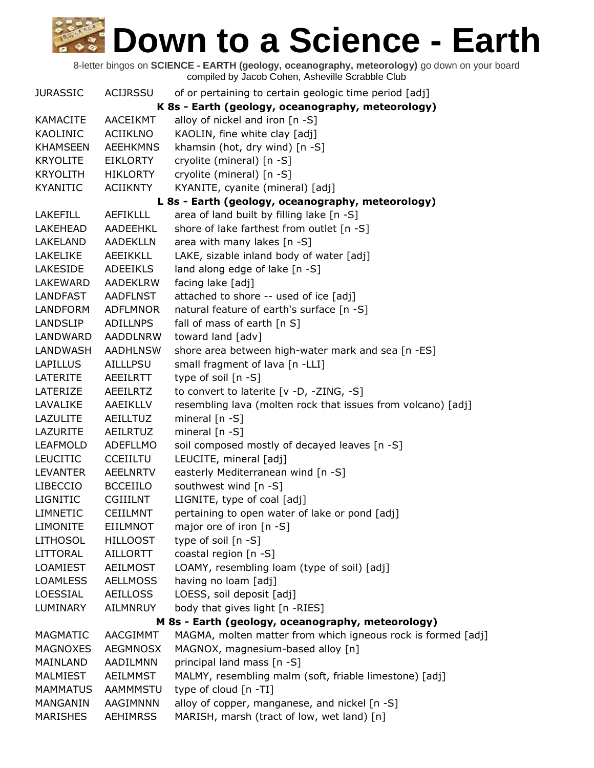# Down to a Science - Earth

8-letter bingos on **SCIENCE - EARTH (geology, oceanography, meteorology)** go down on your board
compiled by Jacob Cohen, Asheville Scrabble Club

| | | |
|---|---|---|
| JURASSIC | ACIJRSSU | of or pertaining to certain geologic time period [adj] |
| | **K 8s - Earth (geology, oceanography, meteorology)** | |
| KAMACITE | AACEIKMT | alloy of nickel and iron [n -S] |
| KAOLINIC | ACIIKLNO | KAOLIN, fine white clay [adj] |
| KHAMSEEN | AEEHKMNS | khamsin (hot, dry wind) [n -S] |
| KRYOLITE | EIKLORTY | cryolite (mineral) [n -S] |
| KRYOLITH | HIKLORTY | cryolite (mineral) [n -S] |
| KYANITIC | ACIIKNTY | KYANITE, cyanite (mineral) [adj] |
| | **L 8s - Earth (geology, oceanography, meteorology)** | |
| LAKEFILL | AEFIKLLL | area of land built by filling lake [n -S] |
| LAKEHEAD | AADEEHKL | shore of lake farthest from outlet [n -S] |
| LAKELAND | AADEKLLN | area with many lakes [n -S] |
| LAKELIKE | AEEIKKLL | LAKE, sizable inland body of water [adj] |
| LAKESIDE | ADEEIKLS | land along edge of lake [n -S] |
| LAKEWARD | AADEKLRW | facing lake [adj] |
| LANDFAST | AADFLNST | attached to shore -- used of ice [adj] |
| LANDFORM | ADFLMNOR | natural feature of earth's surface [n -S] |
| LANDSLIP | ADILLNPS | fall of mass of earth [n S] |
| LANDWARD | AADDLNRW | toward land [adv] |
| LANDWASH | AADHLNSW | shore area between high-water mark and sea [n -ES] |
| LAPILLUS | AILLLPSU | small fragment of lava [n -LLI] |
| LATERITE | AEEILRTT | type of soil [n -S] |
| LATERIZE | AEEILRTZ | to convert to laterite [v -D, -ZING, -S] |
| LAVALIKE | AAEIKLLV | resembling lava (molten rock that issues from volcano) [adj] |
| LAZULITE | AEILLTUZ | mineral [n -S] |
| LAZURITE | AEILRTUZ | mineral [n -S] |
| LEAFMOLD | ADEFLLMO | soil composed mostly of decayed leaves [n -S] |
| LEUCITIC | CCEIILTU | LEUCITE, mineral [adj] |
| LEVANTER | AEELNRTV | easterly Mediterranean wind [n -S] |
| LIBECCIO | BCCEIILO | southwest wind [n -S] |
| LIGNITIC | CGIIILNT | LIGNITE, type of coal [adj] |
| LIMNETIC | CEIILMNT | pertaining to open water of lake or pond [adj] |
| LIMONITE | EIILMNOT | major ore of iron [n -S] |
| LITHOSOL | HILLOOST | type of soil [n -S] |
| LITTORAL | AILLORTT | coastal region [n -S] |
| LOAMIEST | AEILMOST | LOAMY, resembling loam (type of soil) [adj] |
| LOAMLESS | AELLMOSS | having no loam [adj] |
| LOESSIAL | AEILLOSS | LOESS, soil deposit [adj] |
| LUMINARY | AILMNRUY | body that gives light [n -RIES] |
| | **M 8s - Earth (geology, oceanography, meteorology)** | |
| MAGMATIC | AACGIMMT | MAGMA, molten matter from which igneous rock is formed [adj] |
| MAGNOXES | AEGMNOSX | MAGNOX, magnesium-based alloy [n] |
| MAINLAND | AADILMNN | principal land mass [n -S] |
| MALMIEST | AEILMMST | MALMY, resembling malm (soft, friable limestone) [adj] |
| MAMMATUS | AAMMMSTU | type of cloud [n -TI] |
| MANGANIN | AAGIMNNN | alloy of copper, manganese, and nickel [n -S] |
| MARISHES | AEHIMRSS | MARISH, marsh (tract of low, wet land) [n] |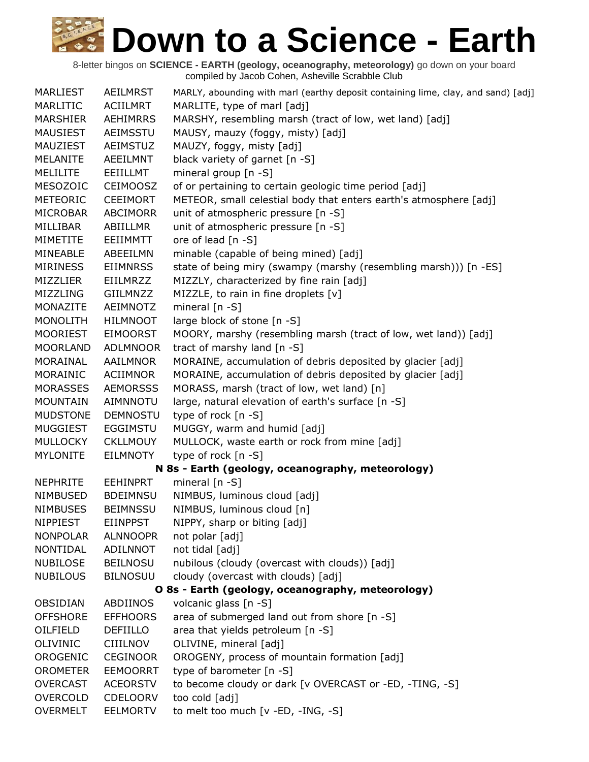# Down to a Science - Earth

8-letter bingos on **SCIENCE - EARTH (geology, oceanography, meteorology)** go down on your board
compiled by Jacob Cohen, Asheville Scrabble Club

| | | |
|---|---|---|
| MARLIEST | AEILMRST | MARLY, abounding with marl (earthy deposit containing lime, clay, and sand) [adj] |
| MARLITIC | ACIILMRT | MARLITE, type of marl [adj] |
| MARSHIER | AEHIMRRS | MARSHY, resembling marsh (tract of low, wet land) [adj] |
| MAUSIEST | AEIMSSTU | MAUSY, mauzy (foggy, misty) [adj] |
| MAUZIEST | AEIMSTUZ | MAUZY, foggy, misty [adj] |
| MELANITE | AEEILMNT | black variety of garnet [n -S] |
| MELILITE | EEIILLMT | mineral group [n -S] |
| MESOZOIC | CEIMOOSZ | of or pertaining to certain geologic time period [adj] |
| METEORIC | CEEIMORT | METEOR, small celestial body that enters earth's atmosphere [adj] |
| MICROBAR | ABCIMORR | unit of atmospheric pressure [n -S] |
| MILLIBAR | ABIILLMR | unit of atmospheric pressure [n -S] |
| MIMETITE | EEIIMMTT | ore of lead [n -S] |
| MINEABLE | ABEEILMN | minable (capable of being mined) [adj] |
| MIRINESS | EIIMNRSS | state of being miry (swampy (marshy (resembling marsh))) [n -ES] |
| MIZZLIER | EIILMRZZ | MIZZLY, characterized by fine rain [adj] |
| MIZZLING | GIILMNZZ | MIZZLE, to rain in fine droplets [v] |
| MONAZITE | AEIMNOTZ | mineral [n -S] |
| MONOLITH | HILMNOOT | large block of stone [n -S] |
| MOORIEST | EIMOORST | MOORY, marshy (resembling marsh (tract of low, wet land)) [adj] |
| MOORLAND | ADLMNOOR | tract of marshy land [n -S] |
| MORAINAL | AAILMNOR | MORAINE, accumulation of debris deposited by glacier [adj] |
| MORAINIC | ACIIMNOR | MORAINE, accumulation of debris deposited by glacier [adj] |
| MORASSES | AEMORSSS | MORASS, marsh (tract of low, wet land) [n] |
| MOUNTAIN | AIMNNOTU | large, natural elevation of earth's surface [n -S] |
| MUDSTONE | DEMNOSTU | type of rock [n -S] |
| MUGGIEST | EGGIMSTU | MUGGY, warm and humid [adj] |
| MULLOCKY | CKLLMOUY | MULLOCK, waste earth or rock from mine [adj] |
| MYLONITE | EILMNOTY | type of rock [n -S] |

**N 8s - Earth (geology, oceanography, meteorology)**

| | | |
|---|---|---|
| NEPHRITE | EEHINPRT | mineral [n -S] |
| NIMBUSED | BDEIMNSU | NIMBUS, luminous cloud [adj] |
| NIMBUSES | BEIMNSSU | NIMBUS, luminous cloud [n] |
| NIPPIEST | EIINPPST | NIPPY, sharp or biting [adj] |
| NONPOLAR | ALNNOOPR | not polar [adj] |
| NONTIDAL | ADILNNOT | not tidal [adj] |
| NUBILOSE | BEILNOSU | nubilous (cloudy (overcast with clouds)) [adj] |
| NUBILOUS | BILNOSUU | cloudy (overcast with clouds) [adj] |

**O 8s - Earth (geology, oceanography, meteorology)**

| | | |
|---|---|---|
| OBSIDIAN | ABDIINOS | volcanic glass [n -S] |
| OFFSHORE | EFFHOORS | area of submerged land out from shore [n -S] |
| OILFIELD | DEFIILLO | area that yields petroleum [n -S] |
| OLIVINIC | CIIILNOV | OLIVINE, mineral [adj] |
| OROGENIC | CEGINOOR | OROGENY, process of mountain formation [adj] |
| OROMETER | EEMOORRT | type of barometer [n -S] |
| OVERCAST | ACEORSTV | to become cloudy or dark [v OVERCAST or -ED, -TING, -S] |
| OVERCOLD | CDELOORV | too cold [adj] |
| OVERMELT | EELMORTV | to melt too much [v -ED, -ING, -S] |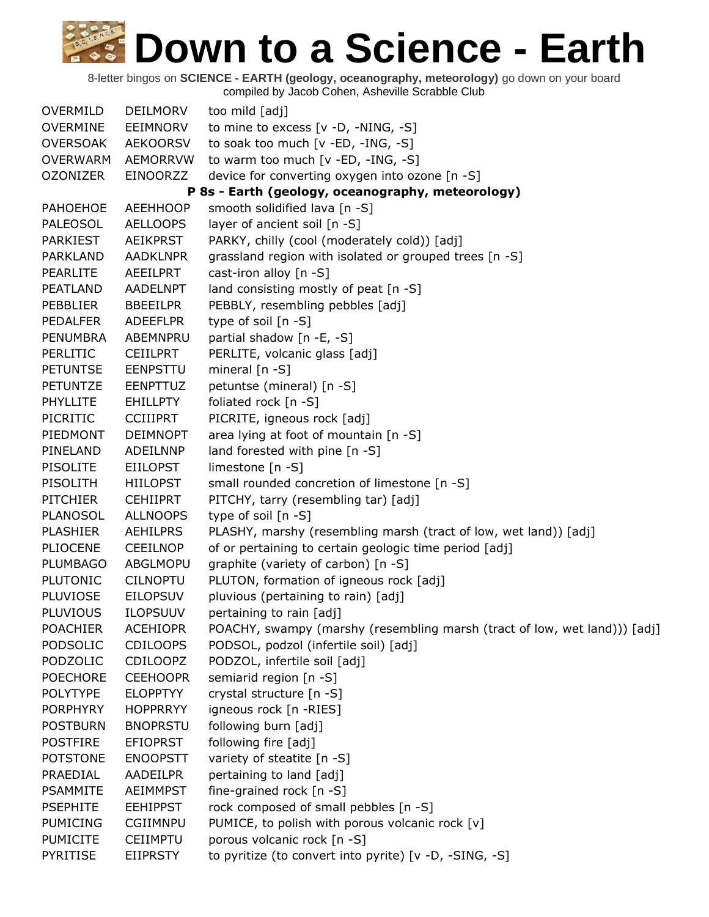# Down to a Science - Earth

8-letter bingos on **SCIENCE - EARTH (geology, oceanography, meteorology)** go down on your board
compiled by Jacob Cohen, Asheville Scrabble Club

| | | |
|---|---|---|
| OVERMILD | DEILMORV | too mild [adj] |
| OVERMINE | EEIMNORV | to mine to excess [v -D, -NING, -S] |
| OVERSOAK | AEKOORSV | to soak too much [v -ED, -ING, -S] |
| OVERWARM | AEMORRVW | to warm too much [v -ED, -ING, -S] |
| OZONIZER | EINOORZZ | device for converting oxygen into ozone [n -S] |
| | | **P 8s - Earth (geology, oceanography, meteorology)** |
| PAHOEHOE | AEEHHOOP | smooth solidified lava [n -S] |
| PALEOSOL | AELLOOPS | layer of ancient soil [n -S] |
| PARKIEST | AEIKPRST | PARKY, chilly (cool (moderately cold)) [adj] |
| PARKLAND | AADKLNPR | grassland region with isolated or grouped trees [n -S] |
| PEARLITE | AEEILPRT | cast-iron alloy [n -S] |
| PEATLAND | AADELNPT | land consisting mostly of peat [n -S] |
| PEBBLIER | BBEEILPR | PEBBLY, resembling pebbles [adj] |
| PEDALFER | ADEEFLPR | type of soil [n -S] |
| PENUMBRA | ABEMNPRU | partial shadow [n -E, -S] |
| PERLITIC | CEIILPRT | PERLITE, volcanic glass [adj] |
| PETUNTSE | EENPSTTU | mineral [n -S] |
| PETUNTZE | EENPTTUZ | petuntse (mineral) [n -S] |
| PHYLLITE | EHILLPTY | foliated rock [n -S] |
| PICRITIC | CCIIIPRT | PICRITE, igneous rock [adj] |
| PIEDMONT | DEIMNOPT | area lying at foot of mountain [n -S] |
| PINELAND | ADEILNNP | land forested with pine [n -S] |
| PISOLITE | EIILOPST | limestone [n -S] |
| PISOLITH | HIILOPST | small rounded concretion of limestone [n -S] |
| PITCHIER | CEHIIPRT | PITCHY, tarry (resembling tar) [adj] |
| PLANOSOL | ALLNOOPS | type of soil [n -S] |
| PLASHIER | AEHILPRS | PLASHY, marshy (resembling marsh (tract of low, wet land)) [adj] |
| PLIOCENE | CEEILNOP | of or pertaining to certain geologic time period [adj] |
| PLUMBAGO | ABGLMOPU | graphite (variety of carbon) [n -S] |
| PLUTONIC | CILNOPTU | PLUTON, formation of igneous rock [adj] |
| PLUVIOSE | EILOPSUV | pluvious (pertaining to rain) [adj] |
| PLUVIOUS | ILOPSUUV | pertaining to rain [adj] |
| POACHIER | ACEHIOPR | POACHY, swampy (marshy (resembling marsh (tract of low, wet land))) [adj] |
| PODSOLIC | CDILOOPS | PODSOL, podzol (infertile soil) [adj] |
| PODZOLIC | CDILOOPZ | PODZOL, infertile soil [adj] |
| POECHORE | CEEHOOPR | semiarid region [n -S] |
| POLYTYPE | ELOPPTYY | crystal structure [n -S] |
| PORPHYRY | HOPPRRYY | igneous rock [n -RIES] |
| POSTBURN | BNOPRSTU | following burn [adj] |
| POSTFIRE | EFIOPRST | following fire [adj] |
| POTSTONE | ENOOPSTT | variety of steatite [n -S] |
| PRAEDIAL | AADEILPR | pertaining to land [adj] |
| PSAMMITE | AEIMMPST | fine-grained rock [n -S] |
| PSEPHITE | EEHIPPST | rock composed of small pebbles [n -S] |
| PUMICING | CGIIMNPU | PUMICE, to polish with porous volcanic rock [v] |
| PUMICITE | CEIIMPTU | porous volcanic rock [n -S] |
| PYRITISE | EIIPRSTY | to pyritize (to convert into pyrite) [v -D, -SING, -S] |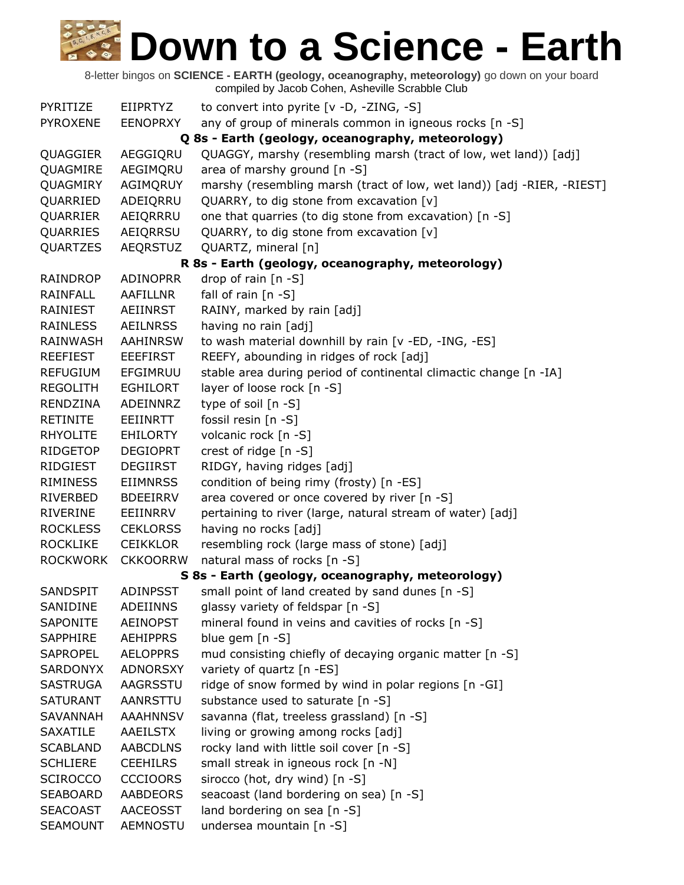# Down to a Science - Earth

8-letter bingos on **SCIENCE - EARTH (geology, oceanography, meteorology)** go down on your board
compiled by Jacob Cohen, Asheville Scrabble Club

| | | |
|---|---|---|
| PYRITIZE | EIIPRTYZ | to convert into pyrite [v -D, -ZING, -S] |
| PYROXENE | EENOPRXY | any of group of minerals common in igneous rocks [n -S] |
| **Q 8s - Earth (geology, oceanography, meteorology)** | | |
| QUAGGIER | AEGGIQRU | QUAGGY, marshy (resembling marsh (tract of low, wet land)) [adj] |
| QUAGMIRE | AEGIMQRU | area of marshy ground [n -S] |
| QUAGMIRY | AGIMQRUY | marshy (resembling marsh (tract of low, wet land)) [adj -RIER, -RIEST] |
| QUARRIED | ADEIQRRU | QUARRY, to dig stone from excavation [v] |
| QUARRIER | AEIQRRRU | one that quarries (to dig stone from excavation) [n -S] |
| QUARRIES | AEIQRRSU | QUARRY, to dig stone from excavation [v] |
| QUARTZES | AEQRSTUZ | QUARTZ, mineral [n] |
| **R 8s - Earth (geology, oceanography, meteorology)** | | |
| RAINDROP | ADINOPRR | drop of rain [n -S] |
| RAINFALL | AAFILLNR | fall of rain [n -S] |
| RAINIEST | AEIINRST | RAINY, marked by rain [adj] |
| RAINLESS | AEILNRSS | having no rain [adj] |
| RAINWASH | AAHINRSW | to wash material downhill by rain [v -ED, -ING, -ES] |
| REEFIEST | EEEFIRST | REEFY, abounding in ridges of rock [adj] |
| REFUGIUM | EFGIMRUU | stable area during period of continental climactic change [n -IA] |
| REGOLITH | EGHILORT | layer of loose rock [n -S] |
| RENDZINA | ADEINNRZ | type of soil [n -S] |
| RETINITE | EEIINRTT | fossil resin [n -S] |
| RHYOLITE | EHILORTY | volcanic rock [n -S] |
| RIDGETOP | DEGIOPRT | crest of ridge [n -S] |
| RIDGIEST | DEGIIRST | RIDGY, having ridges [adj] |
| RIMINESS | EIIMNRSS | condition of being rimy (frosty) [n -ES] |
| RIVERBED | BDEEIRRV | area covered or once covered by river [n -S] |
| RIVERINE | EEIINRRV | pertaining to river (large, natural stream of water) [adj] |
| ROCKLESS | CEKLORSS | having no rocks [adj] |
| ROCKLIKE | CEIKKLOR | resembling rock (large mass of stone) [adj] |
| ROCKWORK | CKKOORRW | natural mass of rocks [n -S] |
| **S 8s - Earth (geology, oceanography, meteorology)** | | |
| SANDSPIT | ADINPSST | small point of land created by sand dunes [n -S] |
| SANIDINE | ADEIINNS | glassy variety of feldspar [n -S] |
| SAPONITE | AEINOPST | mineral found in veins and cavities of rocks [n -S] |
| SAPPHIRE | AEHIPPRS | blue gem [n -S] |
| SAPROPEL | AELOPPRS | mud consisting chiefly of decaying organic matter [n -S] |
| SARDONYX | ADNORSXY | variety of quartz [n -ES] |
| SASTRUGA | AAGRSSTU | ridge of snow formed by wind in polar regions [n -GI] |
| SATURANT | AANRSTTU | substance used to saturate [n -S] |
| SAVANNAH | AAAHNNSV | savanna (flat, treeless grassland) [n -S] |
| SAXATILE | AAEILSTX | living or growing among rocks [adj] |
| SCABLAND | AABCDLNS | rocky land with little soil cover [n -S] |
| SCHLIERE | CEEHILRS | small streak in igneous rock [n -N] |
| SCIROCCO | CCCIOORS | sirocco (hot, dry wind) [n -S] |
| SEABOARD | AABDEORS | seacoast (land bordering on sea) [n -S] |
| SEACOAST | AACEOSST | land bordering on sea [n -S] |
| SEAMOUNT | AEMNOSTU | undersea mountain [n -S] |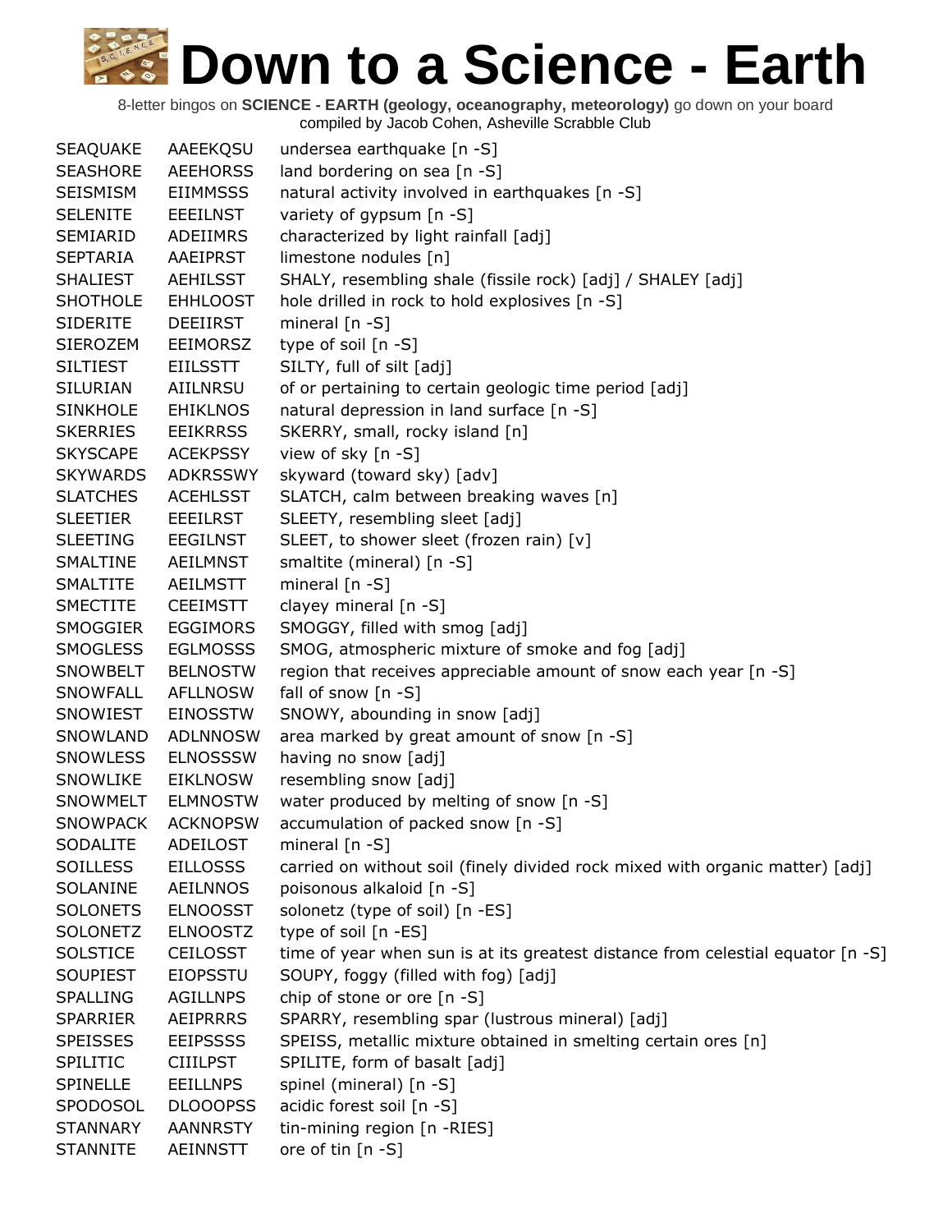# Down to a Science - Earth

8-letter bingos on **SCIENCE - EARTH (geology, oceanography, meteorology)** go down on your board
compiled by Jacob Cohen, Asheville Scrabble Club

| | | |
|---|---|---|
| SEAQUAKE | AAEEKQSU | undersea earthquake [n -S] |
| SEASHORE | AEEHORSS | land bordering on sea [n -S] |
| SEISMISM | EIIMMSSS | natural activity involved in earthquakes [n -S] |
| SELENITE | EEEILNST | variety of gypsum [n -S] |
| SEMIARID | ADEIIMRS | characterized by light rainfall [adj] |
| SEPTARIA | AAEIPRST | limestone nodules [n] |
| SHALIEST | AEHILSST | SHALY, resembling shale (fissile rock) [adj] / SHALEY [adj] |
| SHOTHOLE | EHHLOOST | hole drilled in rock to hold explosives [n -S] |
| SIDERITE | DEEIIRST | mineral [n -S] |
| SIEROZEM | EEIMORSZ | type of soil [n -S] |
| SILTIEST | EIILSSTT | SILTY, full of silt [adj] |
| SILURIAN | AIILNRSU | of or pertaining to certain geologic time period [adj] |
| SINKHOLE | EHIKLNOS | natural depression in land surface [n -S] |
| SKERRIES | EEIKRRSS | SKERRY, small, rocky island [n] |
| SKYSCAPE | ACEKPSSY | view of sky [n -S] |
| SKYWARDS | ADKRSSWY | skyward (toward sky) [adv] |
| SLATCHES | ACEHLSST | SLATCH, calm between breaking waves [n] |
| SLEETIER | EEEILRST | SLEETY, resembling sleet [adj] |
| SLEETING | EEGILNST | SLEET, to shower sleet (frozen rain) [v] |
| SMALTINE | AEILMNST | smaltite (mineral) [n -S] |
| SMALTITE | AEILMSTT | mineral [n -S] |
| SMECTITE | CEEIMSTT | clayey mineral [n -S] |
| SMOGGIER | EGGIMORS | SMOGGY, filled with smog [adj] |
| SMOGLESS | EGLMOSSS | SMOG, atmospheric mixture of smoke and fog [adj] |
| SNOWBELT | BELNOSTW | region that receives appreciable amount of snow each year [n -S] |
| SNOWFALL | AFLLNOSW | fall of snow [n -S] |
| SNOWIEST | EINOSSTW | SNOWY, abounding in snow [adj] |
| SNOWLAND | ADLNNOSW | area marked by great amount of snow [n -S] |
| SNOWLESS | ELNOSSSW | having no snow [adj] |
| SNOWLIKE | EIKLNOSW | resembling snow [adj] |
| SNOWMELT | ELMNOSTW | water produced by melting of snow [n -S] |
| SNOWPACK | ACKNOPSW | accumulation of packed snow [n -S] |
| SODALITE | ADEILOST | mineral [n -S] |
| SOILLESS | EILLOSSS | carried on without soil (finely divided rock mixed with organic matter) [adj] |
| SOLANINE | AEILNNOS | poisonous alkaloid [n -S] |
| SOLONETS | ELNOOSST | solonetz (type of soil) [n -ES] |
| SOLONETZ | ELNOOSTZ | type of soil [n -ES] |
| SOLSTICE | CEILOSST | time of year when sun is at its greatest distance from celestial equator [n -S] |
| SOUPIEST | EIOPSSTU | SOUPY, foggy (filled with fog) [adj] |
| SPALLING | AGILLNPS | chip of stone or ore [n -S] |
| SPARRIER | AEIPRRRS | SPARRY, resembling spar (lustrous mineral) [adj] |
| SPEISSES | EEIPSSSS | SPEISS, metallic mixture obtained in smelting certain ores [n] |
| SPILITIC | CIIILPST | SPILITE, form of basalt [adj] |
| SPINELLE | EEILLNPS | spinel (mineral) [n -S] |
| SPODOSOL | DLOOOPSS | acidic forest soil [n -S] |
| STANNARY | AANNRSTY | tin-mining region [n -RIES] |
| STANNITE | AEINNSTT | ore of tin [n -S] |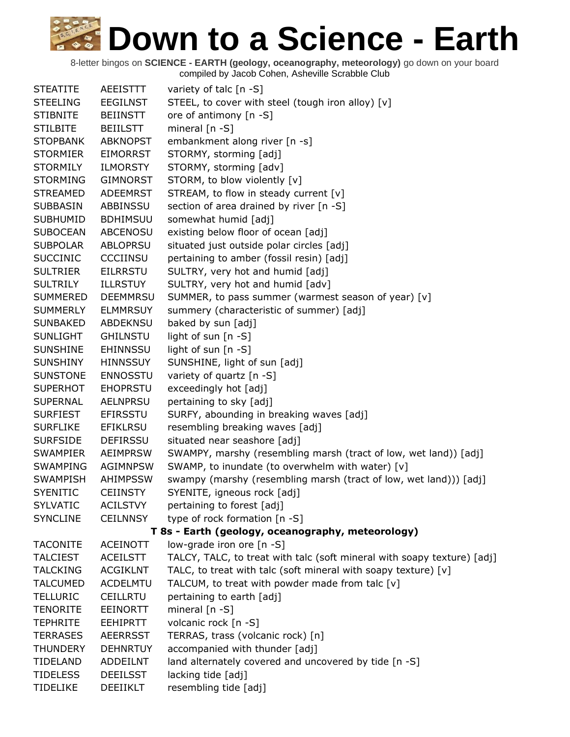# Down to a Science - Earth

8-letter bingos on **SCIENCE - EARTH (geology, oceanography, meteorology)** go down on your board
compiled by Jacob Cohen, Asheville Scrabble Club

| | | |
|---|---|---|
| STEATITE | AEEISTTT | variety of talc [n -S] |
| STEELING | EEGILNST | STEEL, to cover with steel (tough iron alloy) [v] |
| STIBNITE | BEIINSTT | ore of antimony [n -S] |
| STILBITE | BEIILSTT | mineral [n -S] |
| STOPBANK | ABKNOPST | embankment along river [n -s] |
| STORMIER | EIMORRST | STORMY, storming [adj] |
| STORMILY | ILMORSTY | STORMY, storming [adv] |
| STORMING | GIMNORST | STORM, to blow violently [v] |
| STREAMED | ADEEMRST | STREAM, to flow in steady current [v] |
| SUBBASIN | ABBINSSU | section of area drained by river [n -S] |
| SUBHUMID | BDHIMSUU | somewhat humid [adj] |
| SUBOCEAN | ABCENOSU | existing below floor of ocean [adj] |
| SUBPOLAR | ABLOPRSU | situated just outside polar circles [adj] |
| SUCCINIC | CCCIINSU | pertaining to amber (fossil resin) [adj] |
| SULTRIER | EILRRSTU | SULTRY, very hot and humid [adj] |
| SULTRILY | ILLRSTUY | SULTRY, very hot and humid [adv] |
| SUMMERED | DEEMMRSU | SUMMER, to pass summer (warmest season of year) [v] |
| SUMMERLY | ELMMRSUY | summery (characteristic of summer) [adj] |
| SUNBAKED | ABDEKNSU | baked by sun [adj] |
| SUNLIGHT | GHILNSTU | light of sun [n -S] |
| SUNSHINE | EHINNSSU | light of sun [n -S] |
| SUNSHINY | HINNSSUY | SUNSHINE, light of sun [adj] |
| SUNSTONE | ENNOSSTU | variety of quartz [n -S] |
| SUPERHOT | EHOPRSTU | exceedingly hot [adj] |
| SUPERNAL | AELNPRSU | pertaining to sky [adj] |
| SURFIEST | EFIRSSTU | SURFY, abounding in breaking waves [adj] |
| SURFLIKE | EFIKLRSU | resembling breaking waves [adj] |
| SURFSIDE | DEFIRSSU | situated near seashore [adj] |
| SWAMPIER | AEIMPRSW | SWAMPY, marshy (resembling marsh (tract of low, wet land)) [adj] |
| SWAMPING | AGIMNPSW | SWAMP, to inundate (to overwhelm with water) [v] |
| SWAMPISH | AHIMPSSW | swampy (marshy (resembling marsh (tract of low, wet land))) [adj] |
| SYENITIC | CEIINSTY | SYENITE, igneous rock [adj] |
| SYLVATIC | ACILSTVY | pertaining to forest [adj] |
| SYNCLINE | CEILNNSY | type of rock formation [n -S] |
| **T 8s - Earth (geology, oceanography, meteorology)** | | |
| TACONITE | ACEINOTT | low-grade iron ore [n -S] |
| TALCIEST | ACEILSTT | TALCY, TALC, to treat with talc (soft mineral with soapy texture) [adj] |
| TALCKING | ACGIKLNT | TALC, to treat with talc (soft mineral with soapy texture) [v] |
| TALCUMED | ACDELMTU | TALCUM, to treat with powder made from talc [v] |
| TELLURIC | CEILLRTU | pertaining to earth [adj] |
| TENORITE | EEINORTT | mineral [n -S] |
| TEPHRITE | EEHIPRTT | volcanic rock [n -S] |
| TERRASES | AEERRSST | TERRAS, trass (volcanic rock) [n] |
| THUNDERY | DEHNRTUY | accompanied with thunder [adj] |
| TIDELAND | ADDEILNT | land alternately covered and uncovered by tide [n -S] |
| TIDELESS | DEEILSST | lacking tide [adj] |
| TIDELIKE | DEEIIKLT | resembling tide [adj] |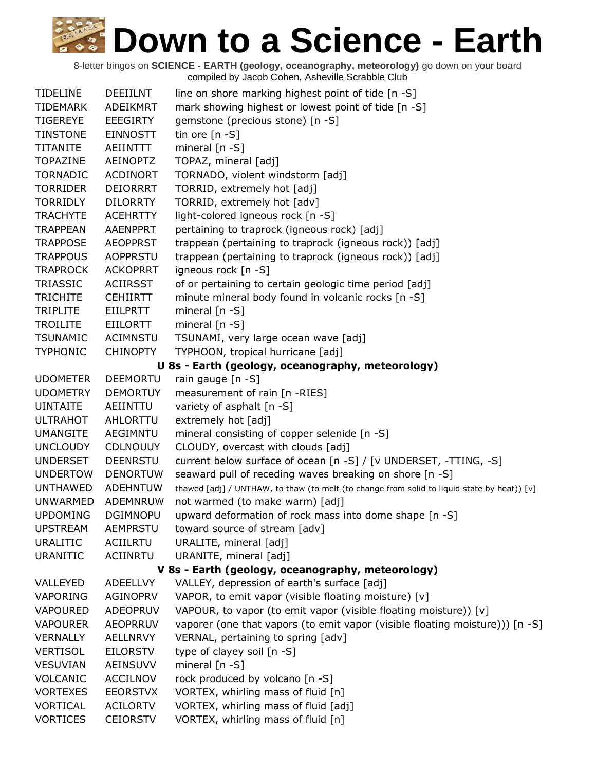# Down to a Science - Earth

8-letter bingos on **SCIENCE - EARTH (geology, oceanography, meteorology)** go down on your board
compiled by Jacob Cohen, Asheville Scrabble Club

| | | |
|---|---|---|
| TIDELINE | DEEIILNT | line on shore marking highest point of tide [n -S] |
| TIDEMARK | ADEIKMRT | mark showing highest or lowest point of tide [n -S] |
| TIGEREYE | EEEGIRTY | gemstone (precious stone) [n -S] |
| TINSTONE | EINNOSTT | tin ore [n -S] |
| TITANITE | AEIINTTT | mineral [n -S] |
| TOPAZINE | AEINOPTZ | TOPAZ, mineral [adj] |
| TORNADIC | ACDINORT | TORNADO, violent windstorm [adj] |
| TORRIDER | DEIORRRT | TORRID, extremely hot [adj] |
| TORRIDLY | DILORRTY | TORRID, extremely hot [adv] |
| TRACHYTE | ACEHRTTY | light-colored igneous rock [n -S] |
| TRAPPEAN | AAENPPRT | pertaining to traprock (igneous rock) [adj] |
| TRAPPOSE | AEOPPRST | trappean (pertaining to traprock (igneous rock)) [adj] |
| TRAPPOUS | AOPPRSTU | trappean (pertaining to traprock (igneous rock)) [adj] |
| TRAPROCK | ACKOPRRT | igneous rock [n -S] |
| TRIASSIC | ACIIRSST | of or pertaining to certain geologic time period [adj] |
| TRICHITE | CEHIIRTT | minute mineral body found in volcanic rocks [n -S] |
| TRIPLITE | EIILPRTT | mineral [n -S] |
| TROILITE | EIILORTT | mineral [n -S] |
| TSUNAMIC | ACIMNSTU | TSUNAMI, very large ocean wave [adj] |
| TYPHONIC | CHINOPTY | TYPHOON, tropical hurricane [adj] |

### U 8s - Earth (geology, oceanography, meteorology)

| | | |
|---|---|---|
| UDOMETER | DEEMORTU | rain gauge [n -S] |
| UDOMETRY | DEMORTUY | measurement of rain [n -RIES] |
| UINTAITE | AEIINTTU | variety of asphalt [n -S] |
| ULTRAHOT | AHLORTTU | extremely hot [adj] |
| UMANGITE | AEGIMNTU | mineral consisting of copper selenide [n -S] |
| UNCLOUDY | CDLNOUUY | CLOUDY, overcast with clouds [adj] |
| UNDERSET | DEENRSTU | current below surface of ocean [n -S] / [v UNDERSET, -TTING, -S] |
| UNDERTOW | DENORTUW | seaward pull of receding waves breaking on shore [n -S] |
| UNTHAWED | ADEHNTUW | thawed [adj] / UNTHAW, to thaw (to melt (to change from solid to liquid state by heat)) [v] |
| UNWARMED | ADEMNRUW | not warmed (to make warm) [adj] |
| UPDOMING | DGIMNOPU | upward deformation of rock mass into dome shape [n -S] |
| UPSTREAM | AEMPRSTU | toward source of stream [adv] |
| URALITIC | ACIILRTU | URALITE, mineral [adj] |
| URANITIC | ACIINRTU | URANITE, mineral [adj] |

### V 8s - Earth (geology, oceanography, meteorology)

| | | |
|---|---|---|
| VALLEYED | ADEELLVY | VALLEY, depression of earth's surface [adj] |
| VAPORING | AGINOPRV | VAPOR, to emit vapor (visible floating moisture) [v] |
| VAPOURED | ADEOPRUV | VAPOUR, to vapor (to emit vapor (visible floating moisture)) [v] |
| VAPOURER | AEOPRRUV | vaporer (one that vapors (to emit vapor (visible floating moisture))) [n -S] |
| VERNALLY | AELLNRVY | VERNAL, pertaining to spring [adv] |
| VERTISOL | EILORSTV | type of clayey soil [n -S] |
| VESUVIAN | AEINSUVV | mineral [n -S] |
| VOLCANIC | ACCILNOV | rock produced by volcano [n -S] |
| VORTEXES | EEORSTVX | VORTEX, whirling mass of fluid [n] |
| VORTICAL | ACILORTV | VORTEX, whirling mass of fluid [adj] |
| VORTICES | CEIORSTV | VORTEX, whirling mass of fluid [n] |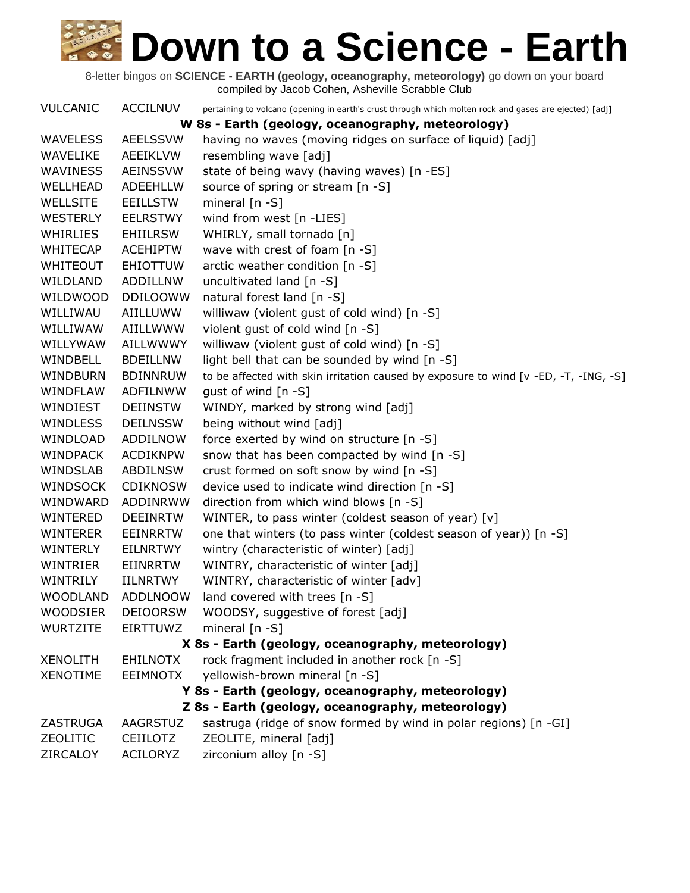# Down to a Science - Earth

8-letter bingos on **SCIENCE - EARTH (geology, oceanography, meteorology)** go down on your board
compiled by Jacob Cohen, Asheville Scrabble Club

| | | |
|---|---|---|
| VULCANIC | ACCILNUV | pertaining to volcano (opening in earth's crust through which molten rock and gases are ejected) [adj] |

**W 8s - Earth (geology, oceanography, meteorology)**

| | | |
|---|---|---|
| WAVELESS | AEELSSVW | having no waves (moving ridges on surface of liquid) [adj] |
| WAVELIKE | AEEIKLVW | resembling wave [adj] |
| WAVINESS | AEINSSVW | state of being wavy (having waves) [n -ES] |
| WELLHEAD | ADEEHLLW | source of spring or stream [n -S] |
| WELLSITE | EEILLSTW | mineral [n -S] |
| WESTERLY | EELRSTWY | wind from west [n -LIES] |
| WHIRLIES | EHIILRSW | WHIRLY, small tornado [n] |
| WHITECAP | ACEHIPTW | wave with crest of foam [n -S] |
| WHITEOUT | EHIOTTUW | arctic weather condition [n -S] |
| WILDLAND | ADDILLNW | uncultivated land [n -S] |
| WILDWOOD | DDILOOWW | natural forest land [n -S] |
| WILLIWAU | AIILLUWW | williwaw (violent gust of cold wind) [n -S] |
| WILLIWAW | AIILLWWW | violent gust of cold wind [n -S] |
| WILLYWAW | AILLWWWY | williwaw (violent gust of cold wind) [n -S] |
| WINDBELL | BDEILLNW | light bell that can be sounded by wind [n -S] |
| WINDBURN | BDINNRUW | to be affected with skin irritation caused by exposure to wind [v -ED, -T, -ING, -S] |
| WINDFLAW | ADFILNWW | gust of wind [n -S] |
| WINDIEST | DEIINSTW | WINDY, marked by strong wind [adj] |
| WINDLESS | DEILNSSW | being without wind [adj] |
| WINDLOAD | ADDILNOW | force exerted by wind on structure [n -S] |
| WINDPACK | ACDIKNPW | snow that has been compacted by wind [n -S] |
| WINDSLAB | ABDILNSW | crust formed on soft snow by wind [n -S] |
| WINDSOCK | CDIKNOSW | device used to indicate wind direction [n -S] |
| WINDWARD | ADDINRWW | direction from which wind blows [n -S] |
| WINTERED | DEEINRTW | WINTER, to pass winter (coldest season of year) [v] |
| WINTERER | EEINRRTW | one that winters (to pass winter (coldest season of year)) [n -S] |
| WINTERLY | EILNRTWY | wintry (characteristic of winter) [adj] |
| WINTRIER | EIINRRTW | WINTRY, characteristic of winter [adj] |
| WINTRILY | IILNRTWY | WINTRY, characteristic of winter [adv] |
| WOODLAND | ADDLNOOW | land covered with trees [n -S] |
| WOODSIER | DEIOORSW | WOODSY, suggestive of forest [adj] |
| WURTZITE | EIRTTUWZ | mineral [n -S] |

**X 8s - Earth (geology, oceanography, meteorology)**

| | | |
|---|---|---|
| XENOLITH | EHILNOTX | rock fragment included in another rock [n -S] |
| XENOTIME | EEIMNOTX | yellowish-brown mineral [n -S] |

**Y 8s - Earth (geology, oceanography, meteorology)**

**Z 8s - Earth (geology, oceanography, meteorology)**

| | | |
|---|---|---|
| ZASTRUGA | AAGRSTUZ | sastruga (ridge of snow formed by wind in polar regions) [n -GI] |
| ZEOLITIC | CEIILOTZ | ZEOLITE, mineral [adj] |
| ZIRCALOY | ACILORYZ | zirconium alloy [n -S] |